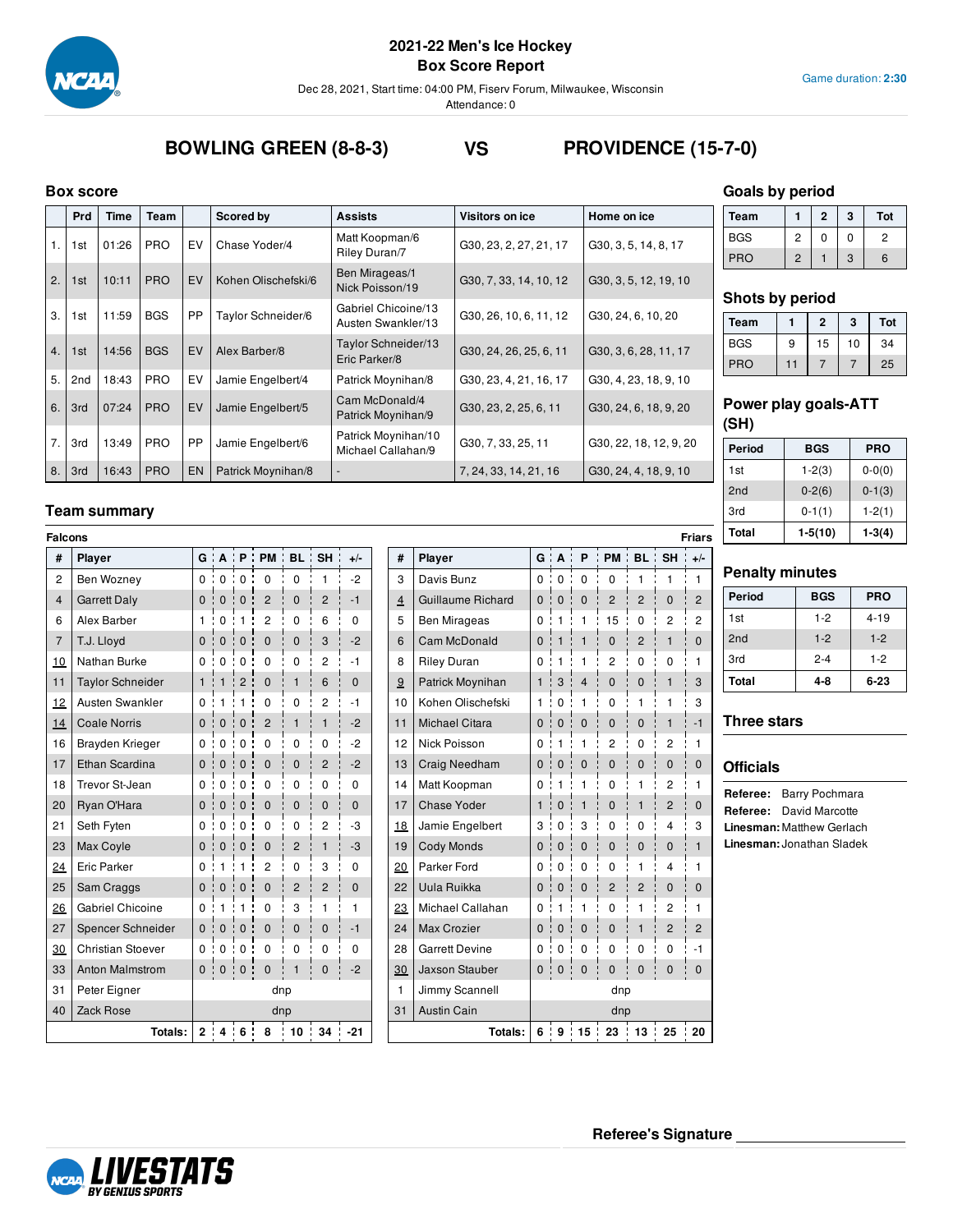# 2021-22 Men's Ice Hockey
## Box Score Report

Dec 28, 2021, Start time: 04:00 PM, Fiserv Forum, Milwaukee, Wisconsin
Attendance: 0

Game duration: **2:30**

## BOWLING GREEN (8-8-3) VS PROVIDENCE (15-7-0)

### Box score

| | Prd | Time | Team | | Scored by | Assists | Visitors on ice | Home on ice |
|---|---|---|---|---|---|---|---|---|
| 1. | 1st | 01:26 | PRO | EV | Chase Yoder/4 | Matt Koopman/6 Riley Duran/7 | G30, 23, 2, 27, 21, 17 | G30, 3, 5, 14, 8, 17 |
| 2. | 1st | 10:11 | PRO | EV | Kohen Olischefski/6 | Ben Mirageas/1 Nick Poisson/19 | G30, 7, 33, 14, 10, 12 | G30, 3, 5, 12, 19, 10 |
| 3. | 1st | 11:59 | BGS | PP | Taylor Schneider/6 | Gabriel Chicoine/13 Austen Swankler/13 | G30, 26, 10, 6, 11, 12 | G30, 24, 6, 10, 20 |
| 4. | 1st | 14:56 | BGS | EV | Alex Barber/8 | Taylor Schneider/13 Eric Parker/8 | G30, 24, 26, 25, 6, 11 | G30, 3, 6, 28, 11, 17 |
| 5. | 2nd | 18:43 | PRO | EV | Jamie Engelbert/4 | Patrick Moynihan/8 | G30, 23, 4, 21, 16, 17 | G30, 4, 23, 18, 9, 10 |
| 6. | 3rd | 07:24 | PRO | EV | Jamie Engelbert/5 | Cam McDonald/4 Patrick Moynihan/9 | G30, 23, 2, 25, 6, 11 | G30, 24, 6, 18, 9, 20 |
| 7. | 3rd | 13:49 | PRO | PP | Jamie Engelbert/6 | Patrick Moynihan/10 Michael Callahan/9 | G30, 7, 33, 25, 11 | G30, 22, 18, 12, 9, 20 |
| 8. | 3rd | 16:43 | PRO | EN | Patrick Moynihan/8 | - | 7, 24, 33, 14, 21, 16 | G30, 24, 4, 18, 9, 10 |

### Goals by period

| Team | 1 | 2 | 3 | Tot |
|---|---|---|---|---|
| BGS | 2 | 0 | 0 | 2 |
| PRO | 2 | 1 | 3 | 6 |

### Shots by period

| Team | 1 | 2 | 3 | Tot |
|---|---|---|---|---|
| BGS | 9 | 15 | 10 | 34 |
| PRO | 11 | 7 | 7 | 25 |

### Power play goals-ATT (SH)

| Period | BGS | PRO |
|---|---|---|
| 1st | 1-2(3) | 0-0(0) |
| 2nd | 0-2(6) | 0-1(3) |
| 3rd | 0-1(1) | 1-2(1) |
| Total | 1-5(10) | 1-3(4) |

### Penalty minutes

| Period | BGS | PRO |
|---|---|---|
| 1st | 1-2 | 4-19 |
| 2nd | 1-2 | 1-2 |
| 3rd | 2-4 | 1-2 |
| Total | 4-8 | 6-23 |

### Three stars

### Officials

**Referee:** Barry Pochmara
**Referee:** David Marcotte
**Linesman:** Matthew Gerlach
**Linesman:** Jonathan Sladek

### Team summary

**Falcons**

| # | Player | G | A | P | PM | BL | SH | +/- |
|---|---|---|---|---|---|---|---|---|
| 2 | Ben Wozney | 0 | 0 | 0 | 0 | 0 | 1 | -2 |
| 4 | Garrett Daly | 0 | 0 | 0 | 2 | 0 | 2 | -1 |
| 6 | Alex Barber | 1 | 0 | 1 | 2 | 0 | 6 | 0 |
| 7 | T.J. Lloyd | 0 | 0 | 0 | 0 | 0 | 3 | -2 |
| 10 | Nathan Burke | 0 | 0 | 0 | 0 | 0 | 2 | -1 |
| 11 | Taylor Schneider | 1 | 1 | 2 | 0 | 1 | 6 | 0 |
| 12 | Austen Swankler | 0 | 1 | 1 | 0 | 0 | 2 | -1 |
| 14 | Coale Norris | 0 | 0 | 0 | 2 | 1 | 1 | -2 |
| 16 | Brayden Krieger | 0 | 0 | 0 | 0 | 0 | 0 | -2 |
| 17 | Ethan Scardina | 0 | 0 | 0 | 0 | 0 | 2 | -2 |
| 18 | Trevor St-Jean | 0 | 0 | 0 | 0 | 0 | 0 | 0 |
| 20 | Ryan O'Hara | 0 | 0 | 0 | 0 | 0 | 0 | 0 |
| 21 | Seth Fyten | 0 | 0 | 0 | 0 | 0 | 2 | -3 |
| 23 | Max Coyle | 0 | 0 | 0 | 0 | 2 | 1 | -3 |
| 24 | Eric Parker | 0 | 1 | 1 | 2 | 0 | 3 | 0 |
| 25 | Sam Craggs | 0 | 0 | 0 | 0 | 2 | 2 | 0 |
| 26 | Gabriel Chicoine | 0 | 1 | 1 | 0 | 3 | 1 | 1 |
| 27 | Spencer Schneider | 0 | 0 | 0 | 0 | 0 | 0 | -1 |
| 30 | Christian Stoever | 0 | 0 | 0 | 0 | 0 | 0 | 0 |
| 33 | Anton Malmstrom | 0 | 0 | 0 | 0 | 1 | 0 | -2 |
| 31 | Peter Eigner | dnp | | | | | | |
| 40 | Zack Rose | dnp | | | | | | |
| | **Totals:** | **2** | **4** | **6** | **8** | **10** | **34** | **-21** |

**Friars**

| # | Player | G | A | P | PM | BL | SH | +/- |
|---|---|---|---|---|---|---|---|---|
| 3 | Davis Bunz | 0 | 0 | 0 | 0 | 1 | 1 | 1 |
| 4 | Guillaume Richard | 0 | 0 | 0 | 2 | 2 | 0 | 2 |
| 5 | Ben Mirageas | 0 | 1 | 1 | 15 | 0 | 2 | 2 |
| 6 | Cam McDonald | 0 | 1 | 1 | 0 | 2 | 1 | 0 |
| 8 | Riley Duran | 0 | 1 | 1 | 2 | 0 | 0 | 1 |
| 9 | Patrick Moynihan | 1 | 3 | 4 | 0 | 0 | 1 | 3 |
| 10 | Kohen Olischefski | 1 | 0 | 1 | 0 | 1 | 1 | 3 |
| 11 | Michael Citara | 0 | 0 | 0 | 0 | 0 | 1 | -1 |
| 12 | Nick Poisson | 0 | 1 | 1 | 2 | 0 | 2 | 1 |
| 13 | Craig Needham | 0 | 0 | 0 | 0 | 0 | 0 | 0 |
| 14 | Matt Koopman | 0 | 1 | 1 | 0 | 1 | 2 | 1 |
| 17 | Chase Yoder | 1 | 0 | 1 | 0 | 1 | 2 | 0 |
| 18 | Jamie Engelbert | 3 | 0 | 3 | 0 | 0 | 4 | 3 |
| 19 | Cody Monds | 0 | 0 | 0 | 0 | 0 | 0 | 1 |
| 20 | Parker Ford | 0 | 0 | 0 | 0 | 1 | 4 | 1 |
| 22 | Uula Ruikka | 0 | 0 | 0 | 2 | 2 | 0 | 0 |
| 23 | Michael Callahan | 0 | 1 | 1 | 0 | 1 | 2 | 1 |
| 24 | Max Crozier | 0 | 0 | 0 | 0 | 1 | 2 | 2 |
| 28 | Garrett Devine | 0 | 0 | 0 | 0 | 0 | 0 | -1 |
| 30 | Jaxson Stauber | 0 | 0 | 0 | 0 | 0 | 0 | 0 |
| 1 | Jimmy Scannell | dnp | | | | | | |
| 31 | Austin Cain | dnp | | | | | | |
| | **Totals:** | **6** | **9** | **15** | **23** | **13** | **25** | **20** |

**Referee's Signature** ____________________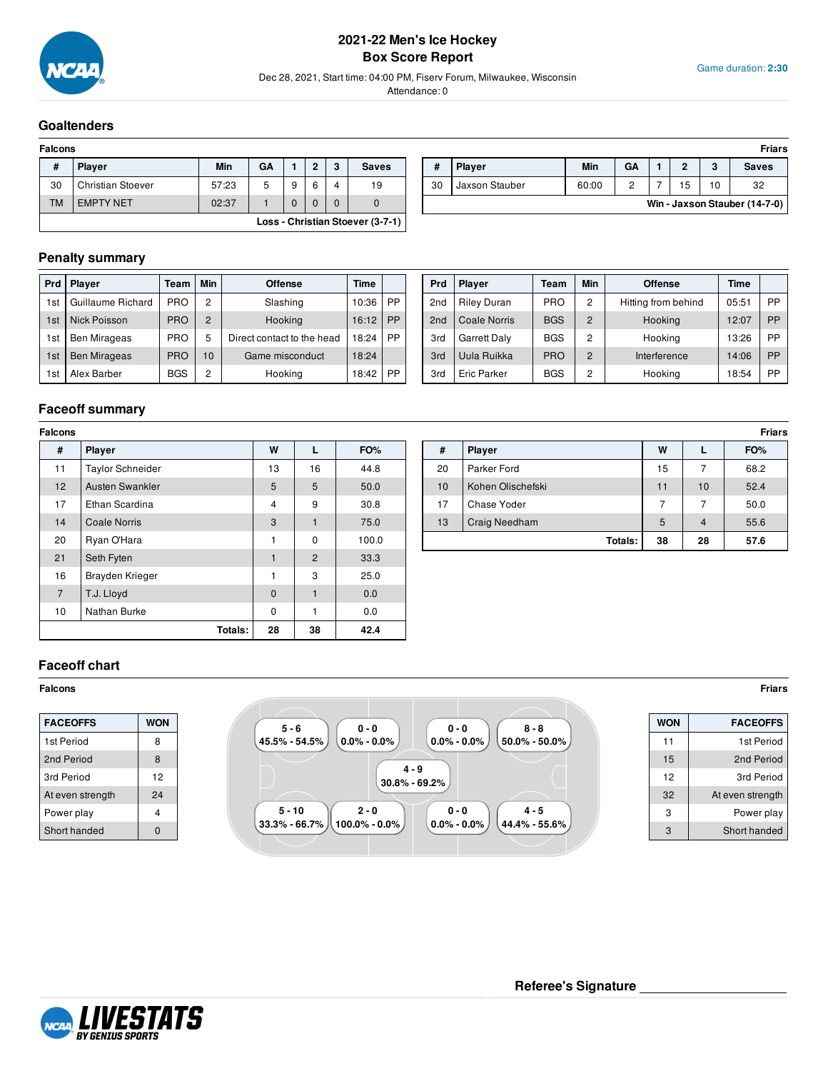# 2021-22 Men's Ice Hockey
## Box Score Report

Dec 28, 2021, Start time: 04:00 PM, Fiserv Forum, Milwaukee, Wisconsin
Attendance: 0

Game duration: **2:30**

## Goaltenders

**Falcons**

| # | Player | Min | GA | 1 | 2 | 3 | Saves |
|---|---|---|---|---|---|---|---|
| 30 | Christian Stoever | 57:23 | 5 | 9 | 6 | 4 | 19 |
| TM | EMPTY NET | 02:37 | 1 | 0 | 0 | 0 | 0 |

**Loss - Christian Stoever (3-7-1)**

**Friars**

| # | Player | Min | GA | 1 | 2 | 3 | Saves |
|---|---|---|---|---|---|---|---|
| 30 | Jaxson Stauber | 60:00 | 2 | 7 | 15 | 10 | 32 |

**Win - Jaxson Stauber (14-7-0)**

## Penalty summary

| Prd | Player | Team | Min | Offense | Time | |
|---|---|---|---|---|---|---|
| 1st | Guillaume Richard | PRO | 2 | Slashing | 10:36 | PP |
| 1st | Nick Poisson | PRO | 2 | Hooking | 16:12 | PP |
| 1st | Ben Mirageas | PRO | 5 | Direct contact to the head | 18:24 | PP |
| 1st | Ben Mirageas | PRO | 10 | Game misconduct | 18:24 | |
| 1st | Alex Barber | BGS | 2 | Hooking | 18:42 | PP |
| 2nd | Riley Duran | PRO | 2 | Hitting from behind | 05:51 | PP |
| 2nd | Coale Norris | BGS | 2 | Hooking | 12:07 | PP |
| 3rd | Garrett Daly | BGS | 2 | Hooking | 13:26 | PP |
| 3rd | Uula Ruikka | PRO | 2 | Interference | 14:06 | PP |
| 3rd | Eric Parker | BGS | 2 | Hooking | 18:54 | PP |

## Faceoff summary

**Falcons**

| # | Player | W | L | FO% |
|---|---|---|---|---|
| 11 | Taylor Schneider | 13 | 16 | 44.8 |
| 12 | Austen Swankler | 5 | 5 | 50.0 |
| 17 | Ethan Scardina | 4 | 9 | 30.8 |
| 14 | Coale Norris | 3 | 1 | 75.0 |
| 20 | Ryan O'Hara | 1 | 0 | 100.0 |
| 21 | Seth Fyten | 1 | 2 | 33.3 |
| 16 | Brayden Krieger | 1 | 3 | 25.0 |
| 7 | T.J. Lloyd | 0 | 1 | 0.0 |
| 10 | Nathan Burke | 0 | 1 | 0.0 |
| | **Totals:** | **28** | **38** | **42.4** |

**Friars**

| # | Player | W | L | FO% |
|---|---|---|---|---|
| 20 | Parker Ford | 15 | 7 | 68.2 |
| 10 | Kohen Olischefski | 11 | 10 | 52.4 |
| 17 | Chase Yoder | 7 | 7 | 50.0 |
| 13 | Craig Needham | 5 | 4 | 55.6 |
| | **Totals:** | **38** | **28** | **57.6** |

## Faceoff chart

**Falcons**

| FACEOFFS | WON |
|---|---|
| 1st Period | 8 |
| 2nd Period | 8 |
| 3rd Period | 12 |
| At even strength | 24 |
| Power play | 4 |
| Short handed | 0 |

| 5 - 6<br>45.5% - 54.5% | 0 - 0<br>0.0% - 0.0% | | 0 - 0<br>0.0% - 0.0% | 8 - 8<br>50.0% - 50.0% |
|---|---|---|---|---|
| | | 4 - 9<br>30.8% - 69.2% | | |
| 5 - 10<br>33.3% - 66.7% | 2 - 0<br>100.0% - 0.0% | | 0 - 0<br>0.0% - 0.0% | 4 - 5<br>44.4% - 55.6% |

**Friars**

| WON | FACEOFFS |
|---|---|
| 11 | 1st Period |
| 15 | 2nd Period |
| 12 | 3rd Period |
| 32 | At even strength |
| 3 | Power play |
| 3 | Short handed |

**Referee's Signature** ____________________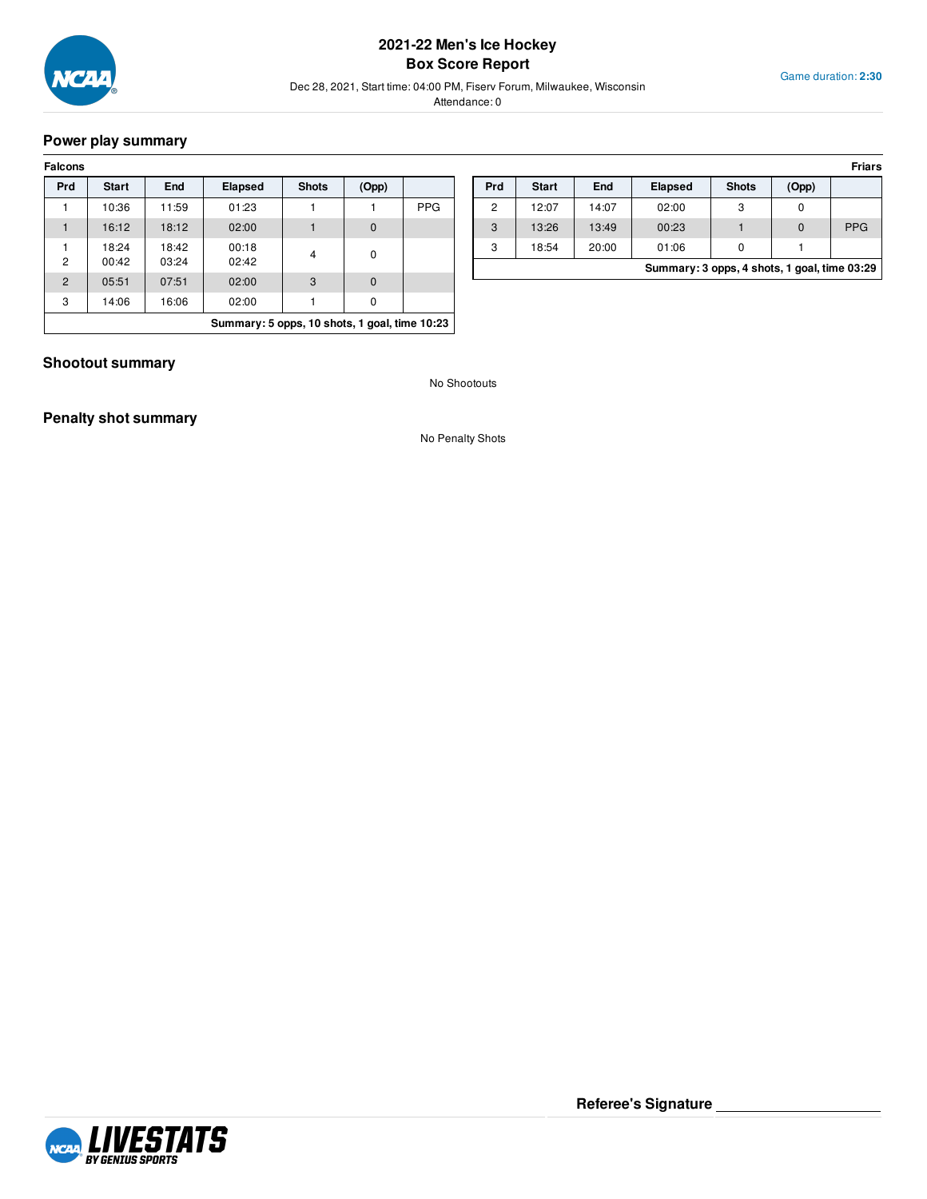# 2021-22 Men's Ice Hockey
## Box Score Report

Dec 28, 2021, Start time: 04:00 PM, Fiserv Forum, Milwaukee, Wisconsin
Attendance: 0

Game duration: **2:30**

## Power play summary

**Falcons**

| Prd | Start | End | Elapsed | Shots | (Opp) | |
|---|---|---|---|---|---|---|
| 1 | 10:36 | 11:59 | 01:23 | 1 | 1 | PPG |
| 1 | 16:12 | 18:12 | 02:00 | 1 | 0 | |
| 1<br>2 | 18:24<br>00:42 | 18:42<br>03:24 | 00:18<br>02:42 | 4 | 0 | |
| 2 | 05:51 | 07:51 | 02:00 | 3 | 0 | |
| 3 | 14:06 | 16:06 | 02:00 | 1 | 0 | |
| Summary: 5 opps, 10 shots, 1 goal, time 10:23 | | | | | | |

**Friars**

| Prd | Start | End | Elapsed | Shots | (Opp) | |
|---|---|---|---|---|---|---|
| 2 | 12:07 | 14:07 | 02:00 | 3 | 0 | |
| 3 | 13:26 | 13:49 | 00:23 | 1 | 0 | PPG |
| 3 | 18:54 | 20:00 | 01:06 | 0 | 1 | |
| Summary: 3 opps, 4 shots, 1 goal, time 03:29 | | | | | | |

## Shootout summary

No Shootouts

## Penalty shot summary

No Penalty Shots

**Referee's Signature** ____________________